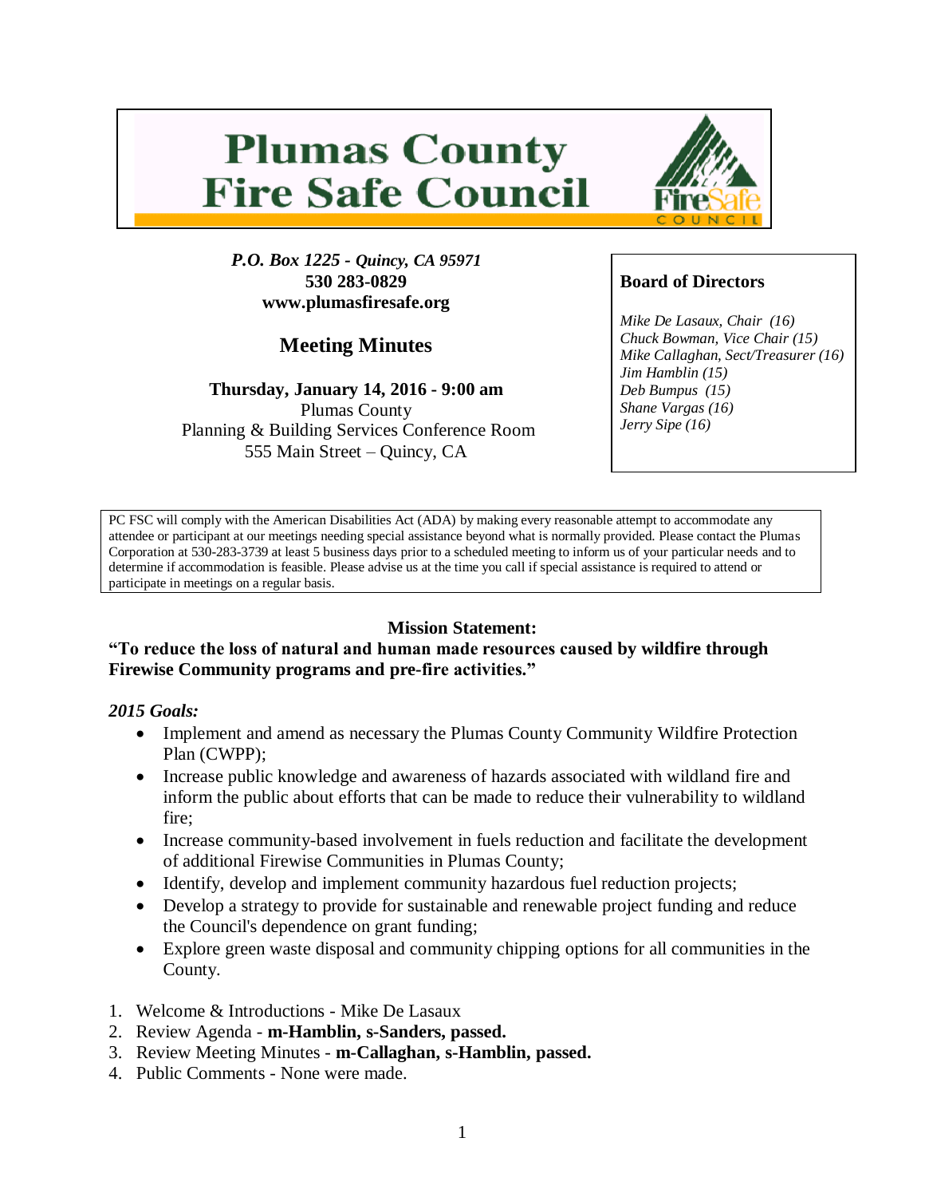# Plumas County Fire Safe Council

*P.O. Box 1225 - Quincy, CA 95971*
**530 283-0829**
**www.plumasfiresafe.org**

## Meeting Minutes

**Thursday, January 14, 2016 - 9:00 am**
Plumas County
Planning & Building Services Conference Room
555 Main Street – Quincy, CA

**Board of Directors**

*Mike De Lasaux, Chair (16)*
*Chuck Bowman, Vice Chair (15)*
*Mike Callaghan, Sect/Treasurer (16)*
*Jim Hamblin (15)*
*Deb Bumpus (15)*
*Shane Vargas (16)*
*Jerry Sipe (16)*

PC FSC will comply with the American Disabilities Act (ADA) by making every reasonable attempt to accommodate any attendee or participant at our meetings needing special assistance beyond what is normally provided. Please contact the Plumas Corporation at 530-283-3739 at least 5 business days prior to a scheduled meeting to inform us of your particular needs and to determine if accommodation is feasible. Please advise us at the time you call if special assistance is required to attend or participate in meetings on a regular basis.

**Mission Statement:**
**"To reduce the loss of natural and human made resources caused by wildfire through Firewise Community programs and pre-fire activities."**

***2015 Goals:***

- Implement and amend as necessary the Plumas County Community Wildfire Protection Plan (CWPP);
- Increase public knowledge and awareness of hazards associated with wildland fire and inform the public about efforts that can be made to reduce their vulnerability to wildland fire;
- Increase community-based involvement in fuels reduction and facilitate the development of additional Firewise Communities in Plumas County;
- Identify, develop and implement community hazardous fuel reduction projects;
- Develop a strategy to provide for sustainable and renewable project funding and reduce the Council's dependence on grant funding;
- Explore green waste disposal and community chipping options for all communities in the County.

1. Welcome & Introductions - Mike De Lasaux
2. Review Agenda - **m-Hamblin, s-Sanders, passed.**
3. Review Meeting Minutes - **m-Callaghan, s-Hamblin, passed.**
4. Public Comments - None were made.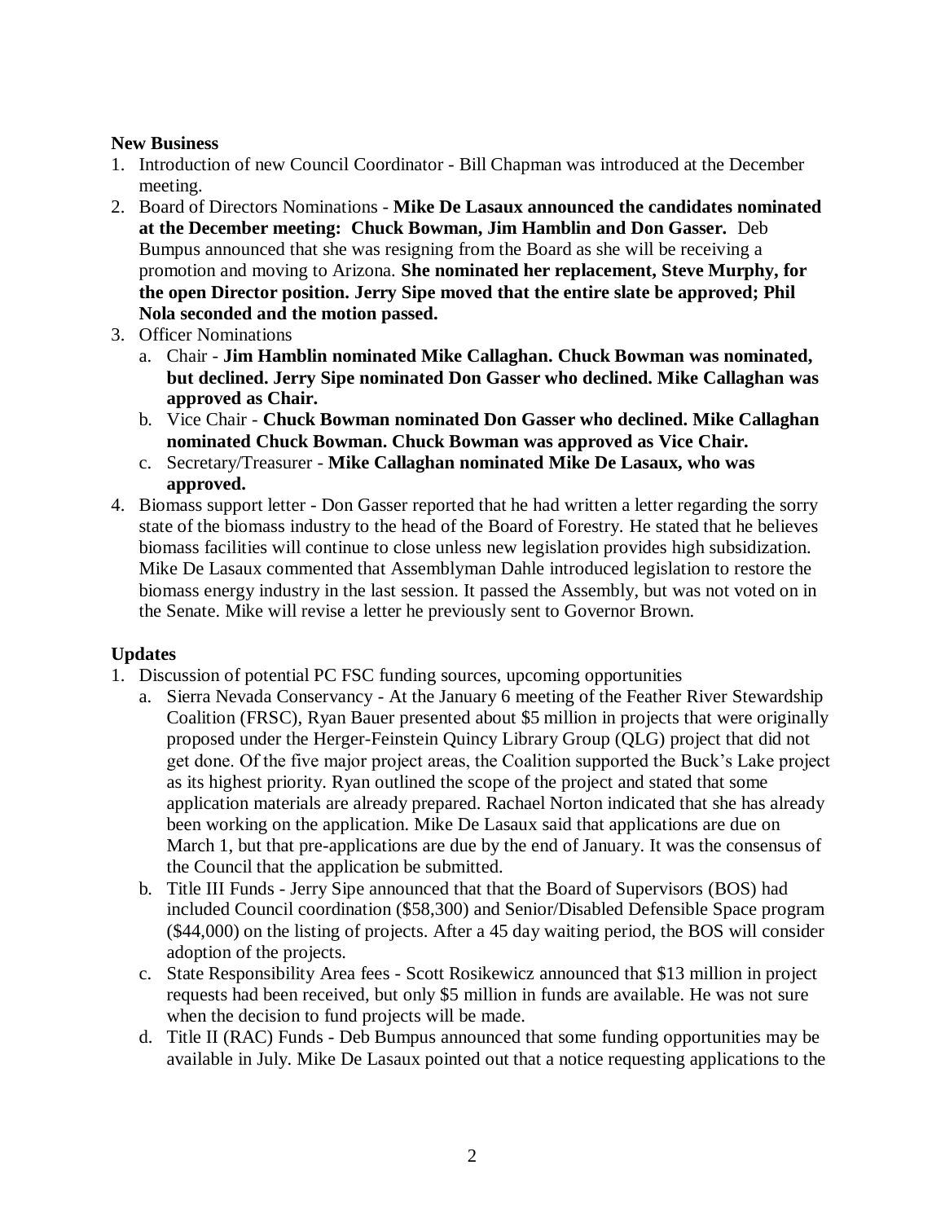**New Business**

1. Introduction of new Council Coordinator - Bill Chapman was introduced at the December meeting.
2. Board of Directors Nominations - **Mike De Lasaux announced the candidates nominated at the December meeting: Chuck Bowman, Jim Hamblin and Don Gasser.** Deb Bumpus announced that she was resigning from the Board as she will be receiving a promotion and moving to Arizona. **She nominated her replacement, Steve Murphy, for the open Director position. Jerry Sipe moved that the entire slate be approved; Phil Nola seconded and the motion passed.**
3. Officer Nominations
   a. Chair - **Jim Hamblin nominated Mike Callaghan. Chuck Bowman was nominated, but declined. Jerry Sipe nominated Don Gasser who declined. Mike Callaghan was approved as Chair.**
   b. Vice Chair - **Chuck Bowman nominated Don Gasser who declined. Mike Callaghan nominated Chuck Bowman. Chuck Bowman was approved as Vice Chair.**
   c. Secretary/Treasurer - **Mike Callaghan nominated Mike De Lasaux, who was approved.**
4. Biomass support letter - Don Gasser reported that he had written a letter regarding the sorry state of the biomass industry to the head of the Board of Forestry. He stated that he believes biomass facilities will continue to close unless new legislation provides high subsidization. Mike De Lasaux commented that Assemblyman Dahle introduced legislation to restore the biomass energy industry in the last session. It passed the Assembly, but was not voted on in the Senate. Mike will revise a letter he previously sent to Governor Brown.

**Updates**

1. Discussion of potential PC FSC funding sources, upcoming opportunities
   a. Sierra Nevada Conservancy - At the January 6 meeting of the Feather River Stewardship Coalition (FRSC), Ryan Bauer presented about $5 million in projects that were originally proposed under the Herger-Feinstein Quincy Library Group (QLG) project that did not get done. Of the five major project areas, the Coalition supported the Buck's Lake project as its highest priority. Ryan outlined the scope of the project and stated that some application materials are already prepared. Rachael Norton indicated that she has already been working on the application. Mike De Lasaux said that applications are due on March 1, but that pre-applications are due by the end of January. It was the consensus of the Council that the application be submitted.
   b. Title III Funds - Jerry Sipe announced that that the Board of Supervisors (BOS) had included Council coordination ($58,300) and Senior/Disabled Defensible Space program ($44,000) on the listing of projects. After a 45 day waiting period, the BOS will consider adoption of the projects.
   c. State Responsibility Area fees - Scott Rosikewicz announced that $13 million in project requests had been received, but only $5 million in funds are available. He was not sure when the decision to fund projects will be made.
   d. Title II (RAC) Funds - Deb Bumpus announced that some funding opportunities may be available in July. Mike De Lasaux pointed out that a notice requesting applications to the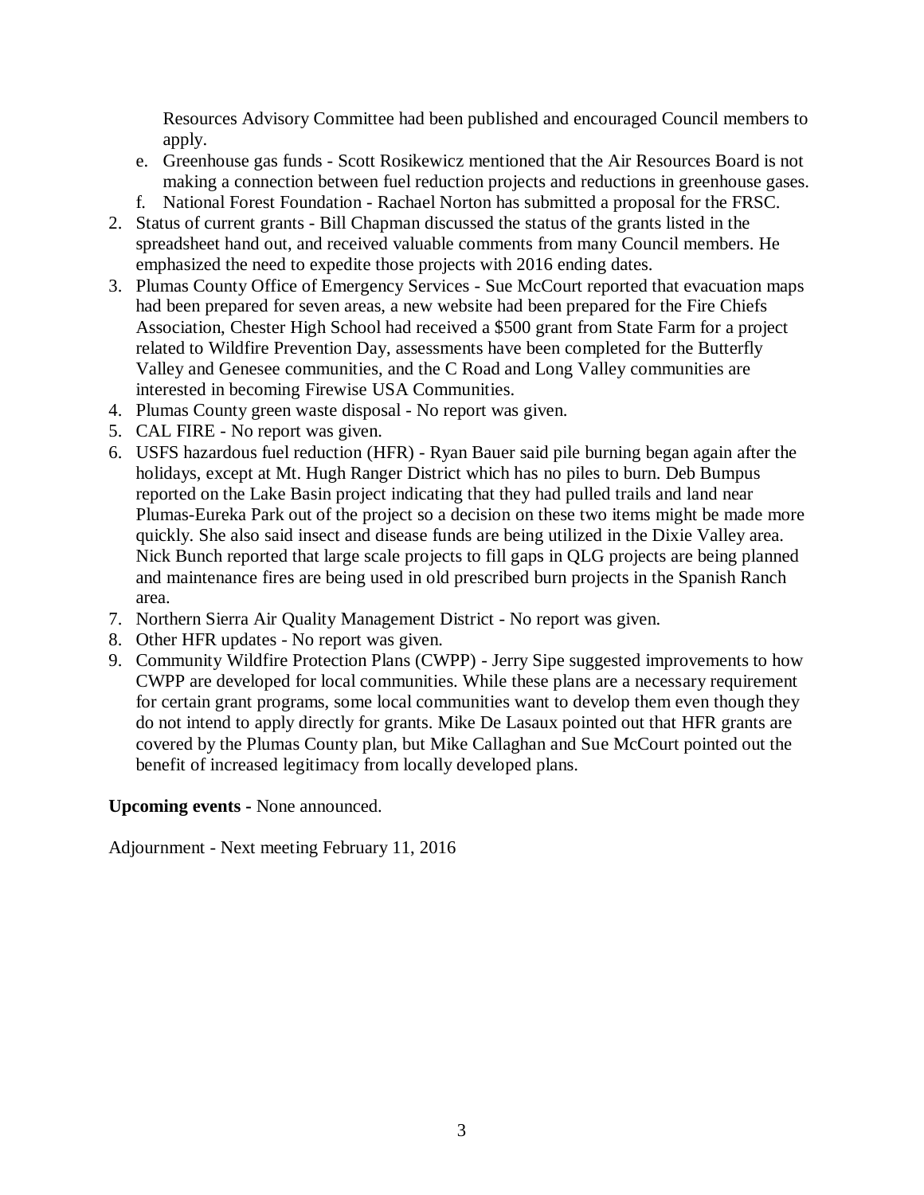Resources Advisory Committee had been published and encouraged Council members to apply.

e. Greenhouse gas funds - Scott Rosikewicz mentioned that the Air Resources Board is not making a connection between fuel reduction projects and reductions in greenhouse gases.
f. National Forest Foundation - Rachael Norton has submitted a proposal for the FRSC.

2. Status of current grants - Bill Chapman discussed the status of the grants listed in the spreadsheet hand out, and received valuable comments from many Council members. He emphasized the need to expedite those projects with 2016 ending dates.
3. Plumas County Office of Emergency Services - Sue McCourt reported that evacuation maps had been prepared for seven areas, a new website had been prepared for the Fire Chiefs Association, Chester High School had received a $500 grant from State Farm for a project related to Wildfire Prevention Day, assessments have been completed for the Butterfly Valley and Genesee communities, and the C Road and Long Valley communities are interested in becoming Firewise USA Communities.
4. Plumas County green waste disposal - No report was given.
5. CAL FIRE - No report was given.
6. USFS hazardous fuel reduction (HFR) - Ryan Bauer said pile burning began again after the holidays, except at Mt. Hugh Ranger District which has no piles to burn. Deb Bumpus reported on the Lake Basin project indicating that they had pulled trails and land near Plumas-Eureka Park out of the project so a decision on these two items might be made more quickly. She also said insect and disease funds are being utilized in the Dixie Valley area. Nick Bunch reported that large scale projects to fill gaps in QLG projects are being planned and maintenance fires are being used in old prescribed burn projects in the Spanish Ranch area.
7. Northern Sierra Air Quality Management District - No report was given.
8. Other HFR updates - No report was given.
9. Community Wildfire Protection Plans (CWPP) - Jerry Sipe suggested improvements to how CWPP are developed for local communities. While these plans are a necessary requirement for certain grant programs, some local communities want to develop them even though they do not intend to apply directly for grants. Mike De Lasaux pointed out that HFR grants are covered by the Plumas County plan, but Mike Callaghan and Sue McCourt pointed out the benefit of increased legitimacy from locally developed plans.

**Upcoming events -** None announced.

Adjournment - Next meeting February 11, 2016